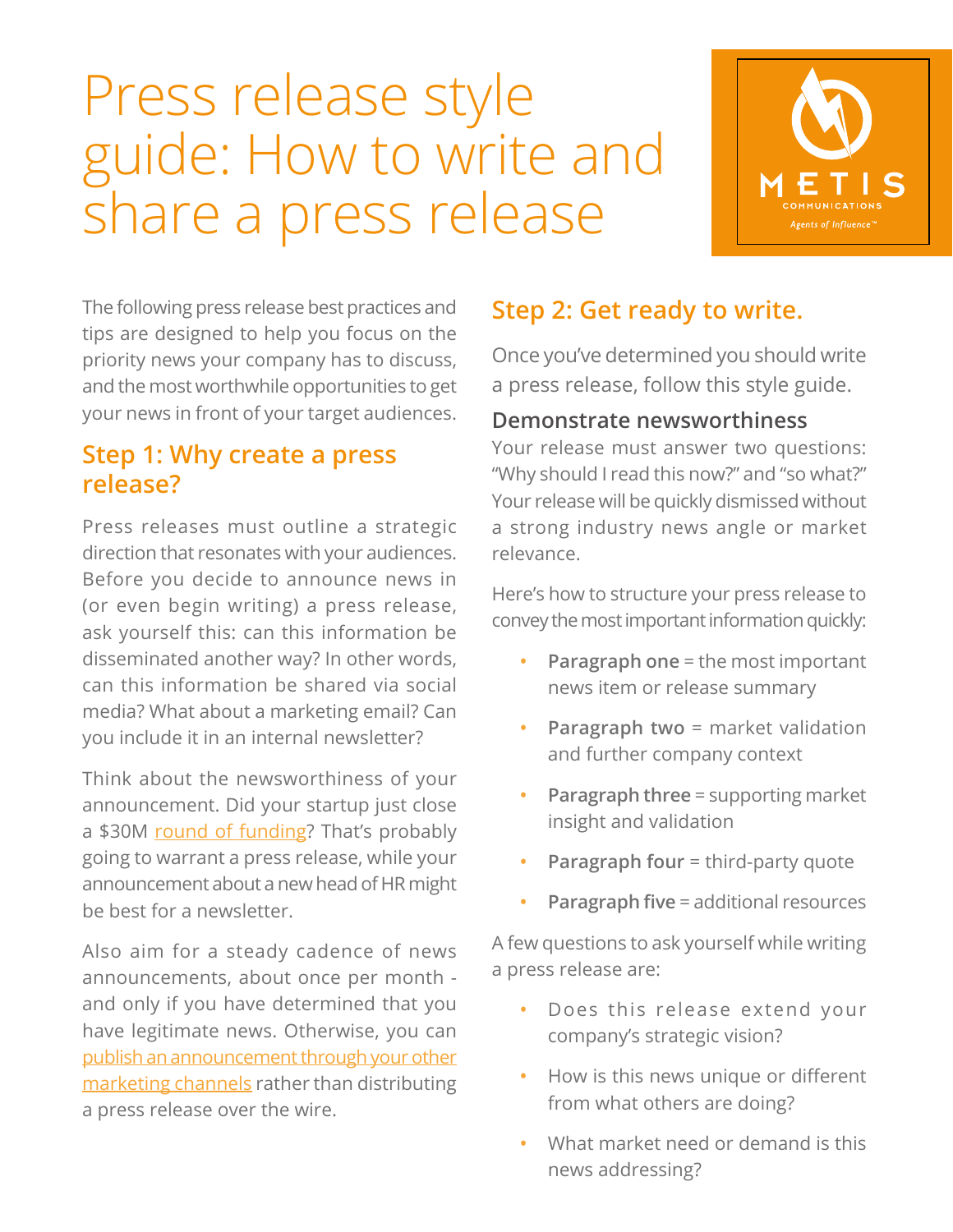# Press release style guide: How to write and share a press release

The following press release best practices and tips are designed to help you focus on the priority news your company has to discuss, and the most worthwhile opportunities to get your news in front of your target audiences.

## Step 1: Why create a press release?

Press releases must outline a strategic direction that resonates with your audiences. Before you decide to announce news in (or even begin writing) a press release, ask yourself this: can this information be disseminated another way? In other words, can this information be shared via social media? What about a marketing email? Can you include it in an internal newsletter?

Think about the newsworthiness of your announcement. Did your startup just close a $30M round of funding? That's probably going to warrant a press release, while your announcement about a new head of HR might be best for a newsletter.

Also aim for a steady cadence of news announcements, about once per month - and only if you have determined that you have legitimate news. Otherwise, you can publish an announcement through your other marketing channels rather than distributing a press release over the wire.

## Step 2: Get ready to write.

Once you've determined you should write a press release, follow this style guide.

### Demonstrate newsworthiness

Your release must answer two questions: "Why should I read this now?" and "so what?" Your release will be quickly dismissed without a strong industry news angle or market relevance.

Here's how to structure your press release to convey the most important information quickly:

- **Paragraph one** = the most important news item or release summary
- **Paragraph two** = market validation and further company context
- **Paragraph three** = supporting market insight and validation
- **Paragraph four** = third-party quote
- **Paragraph five** = additional resources

A few questions to ask yourself while writing a press release are:

- Does this release extend your company's strategic vision?
- How is this news unique or different from what others are doing?
- What market need or demand is this news addressing?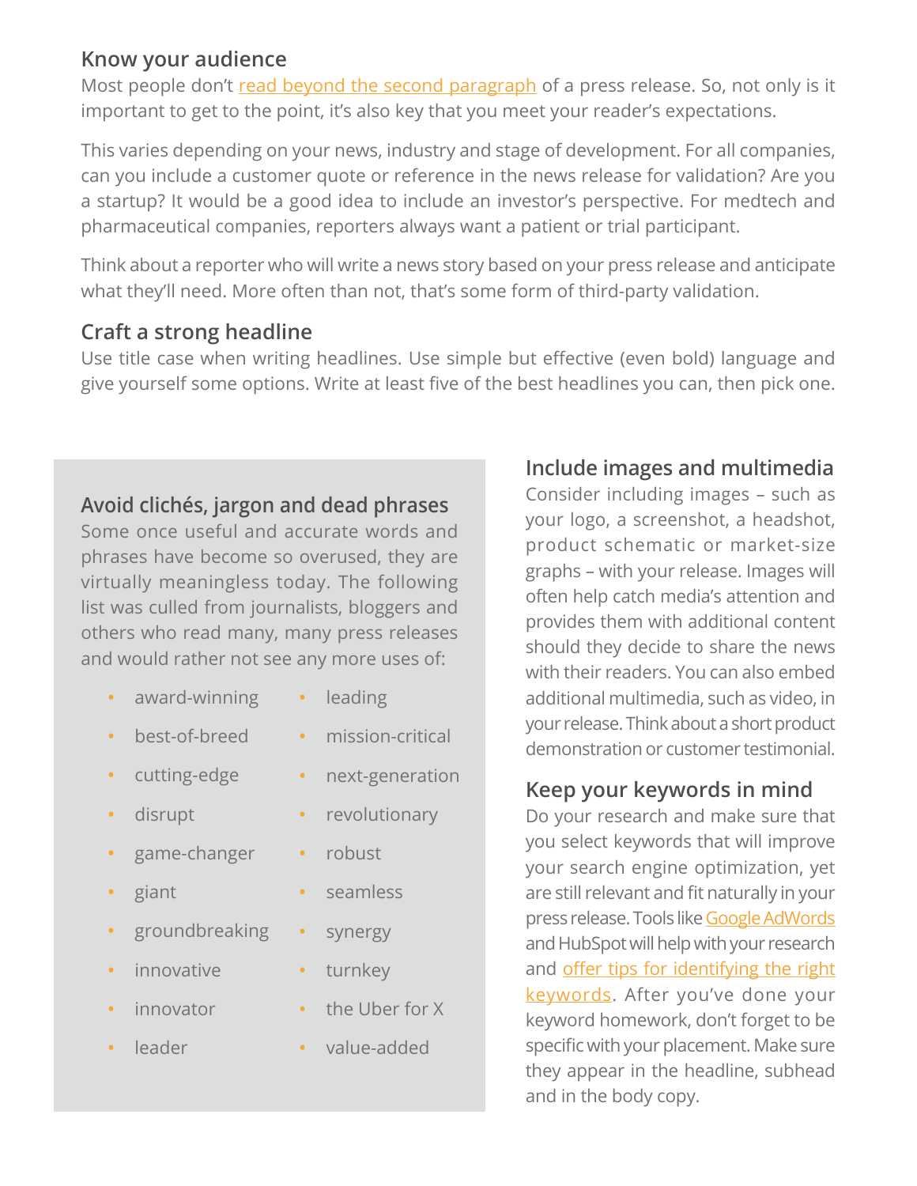## Know your audience

Most people don't read beyond the second paragraph of a press release. So, not only is it important to get to the point, it's also key that you meet your reader's expectations.

This varies depending on your news, industry and stage of development. For all companies, can you include a customer quote or reference in the news release for validation? Are you a startup? It would be a good idea to include an investor's perspective. For medtech and pharmaceutical companies, reporters always want a patient or trial participant.

Think about a reporter who will write a news story based on your press release and anticipate what they'll need. More often than not, that's some form of third-party validation.

## Craft a strong headline

Use title case when writing headlines. Use simple but effective (even bold) language and give yourself some options. Write at least five of the best headlines you can, then pick one.

## Avoid clichés, jargon and dead phrases

Some once useful and accurate words and phrases have become so overused, they are virtually meaningless today. The following list was culled from journalists, bloggers and others who read many, many press releases and would rather not see any more uses of:

- award-winning
- best-of-breed
- cutting-edge
- disrupt
- game-changer
- giant
- groundbreaking
- innovative
- innovator
- leader
- leading
- mission-critical
- next-generation
- revolutionary
- robust
- seamless
- synergy
- turnkey
- the Uber for X
- value-added

## Include images and multimedia

Consider including images – such as your logo, a screenshot, a headshot, product schematic or market-size graphs – with your release. Images will often help catch media's attention and provides them with additional content should they decide to share the news with their readers. You can also embed additional multimedia, such as video, in your release. Think about a short product demonstration or customer testimonial.

## Keep your keywords in mind

Do your research and make sure that you select keywords that will improve your search engine optimization, yet are still relevant and fit naturally in your press release. Tools like Google AdWords and HubSpot will help with your research and offer tips for identifying the right keywords. After you've done your keyword homework, don't forget to be specific with your placement. Make sure they appear in the headline, subhead and in the body copy.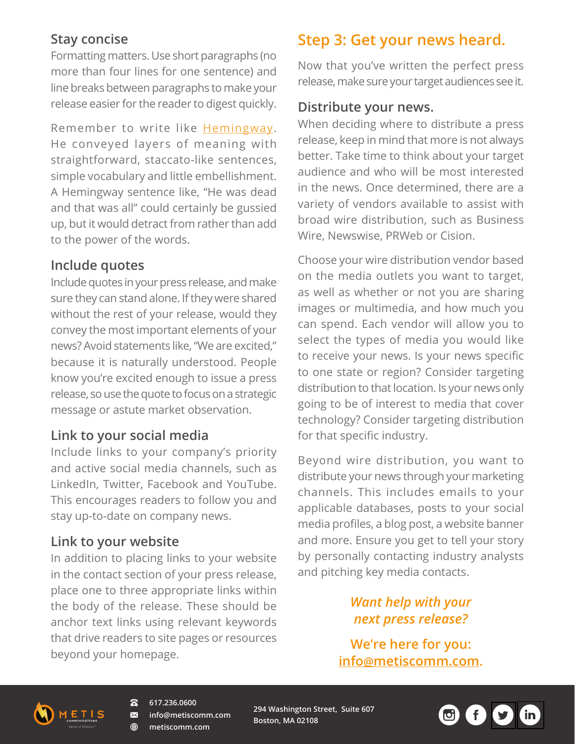## Stay concise

Formatting matters. Use short paragraphs (no more than four lines for one sentence) and line breaks between paragraphs to make your release easier for the reader to digest quickly.

Remember to write like Hemingway. He conveyed layers of meaning with straightforward, staccato-like sentences, simple vocabulary and little embellishment. A Hemingway sentence like, "He was dead and that was all" could certainly be gussied up, but it would detract from rather than add to the power of the words.

## Include quotes

Include quotes in your press release, and make sure they can stand alone. If they were shared without the rest of your release, would they convey the most important elements of your news? Avoid statements like, "We are excited," because it is naturally understood. People know you're excited enough to issue a press release, so use the quote to focus on a strategic message or astute market observation.

## Link to your social media

Include links to your company's priority and active social media channels, such as LinkedIn, Twitter, Facebook and YouTube. This encourages readers to follow you and stay up-to-date on company news.

## Link to your website

In addition to placing links to your website in the contact section of your press release, place one to three appropriate links within the body of the release. These should be anchor text links using relevant keywords that drive readers to site pages or resources beyond your homepage.

# Step 3: Get your news heard.

Now that you've written the perfect press release, make sure your target audiences see it.

## Distribute your news.

When deciding where to distribute a press release, keep in mind that more is not always better. Take time to think about your target audience and who will be most interested in the news. Once determined, there are a variety of vendors available to assist with broad wire distribution, such as Business Wire, Newswise, PRWeb or Cision.

Choose your wire distribution vendor based on the media outlets you want to target, as well as whether or not you are sharing images or multimedia, and how much you can spend. Each vendor will allow you to select the types of media you would like to receive your news. Is your news specific to one state or region? Consider targeting distribution to that location. Is your news only going to be of interest to media that cover technology? Consider targeting distribution for that specific industry.

Beyond wire distribution, you want to distribute your news through your marketing channels. This includes emails to your applicable databases, posts to your social media profiles, a blog post, a website banner and more. Ensure you get to tell your story by personally contacting industry analysts and pitching key media contacts.

*Want help with your next press release?*

**We're here for you: info@metiscomm.com.**

METIS COMMUNICATIONS

617.236.0600
info@metiscomm.com
metiscomm.com

294 Washington Street, Suite 607
Boston, MA 02108